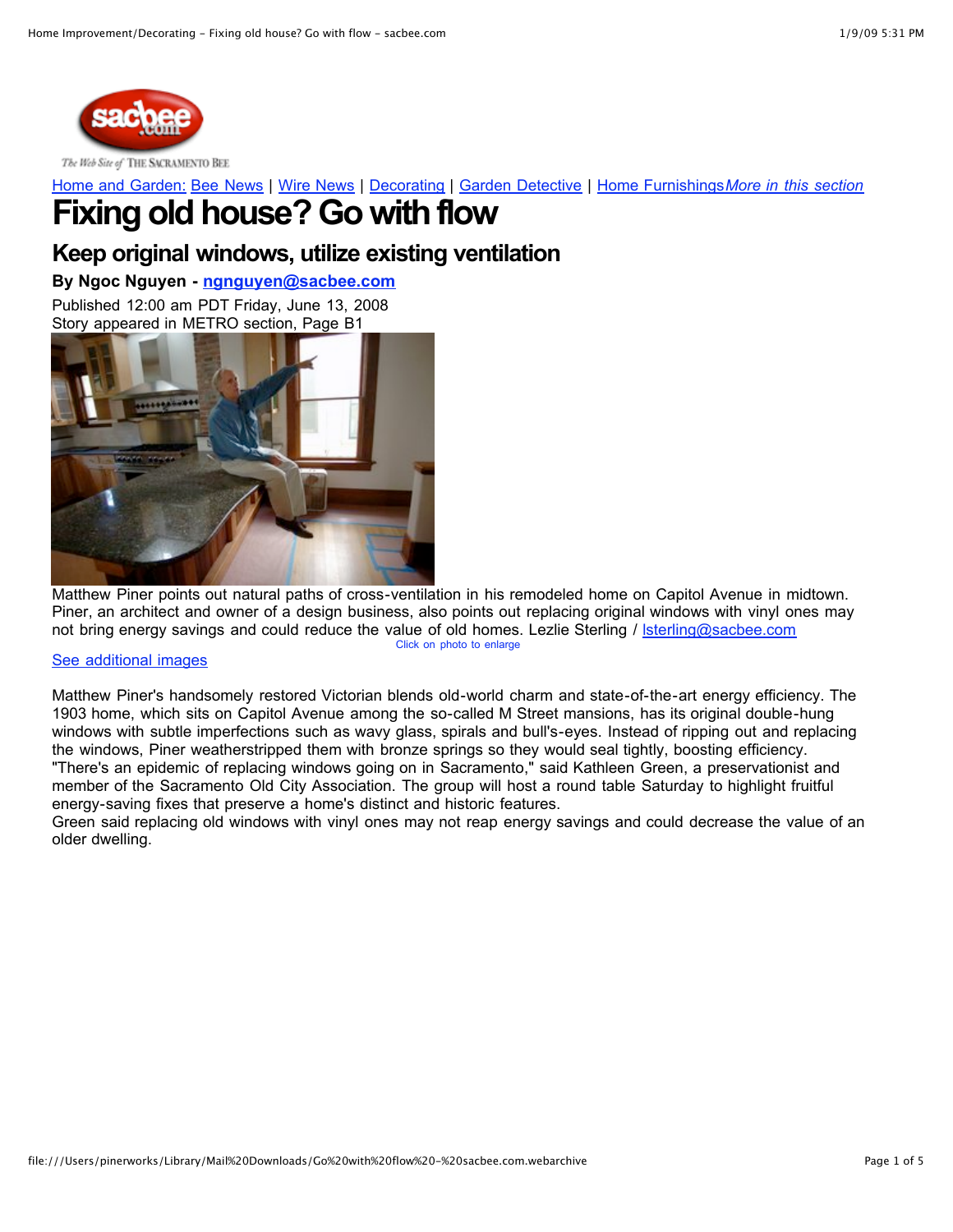Home and Garden: Bee News | Wire News | Decorating | Garden Detective | Home Furnishings *More in this section*

# Fixing old house? Go with flow

## Keep original windows, utilize existing ventilation

**By Ngoc Nguyen - ngnguyen@sacbee.com**

Published 12:00 am PDT Friday, June 13, 2008
Story appeared in METRO section, Page B1

Matthew Piner points out natural paths of cross-ventilation in his remodeled home on Capitol Avenue in midtown. Piner, an architect and owner of a design business, also points out replacing original windows with vinyl ones may not bring energy savings and could reduce the value of old homes. Lezlie Sterling / lsterling@sacbee.com

Click on photo to enlarge

See additional images

Matthew Piner's handsomely restored Victorian blends old-world charm and state-of-the-art energy efficiency. The 1903 home, which sits on Capitol Avenue among the so-called M Street mansions, has its original double-hung windows with subtle imperfections such as wavy glass, spirals and bull's-eyes. Instead of ripping out and replacing the windows, Piner weatherstripped them with bronze springs so they would seal tightly, boosting efficiency.

"There's an epidemic of replacing windows going on in Sacramento," said Kathleen Green, a preservationist and member of the Sacramento Old City Association. The group will host a round table Saturday to highlight fruitful energy-saving fixes that preserve a home's distinct and historic features.

Green said replacing old windows with vinyl ones may not reap energy savings and could decrease the value of an older dwelling.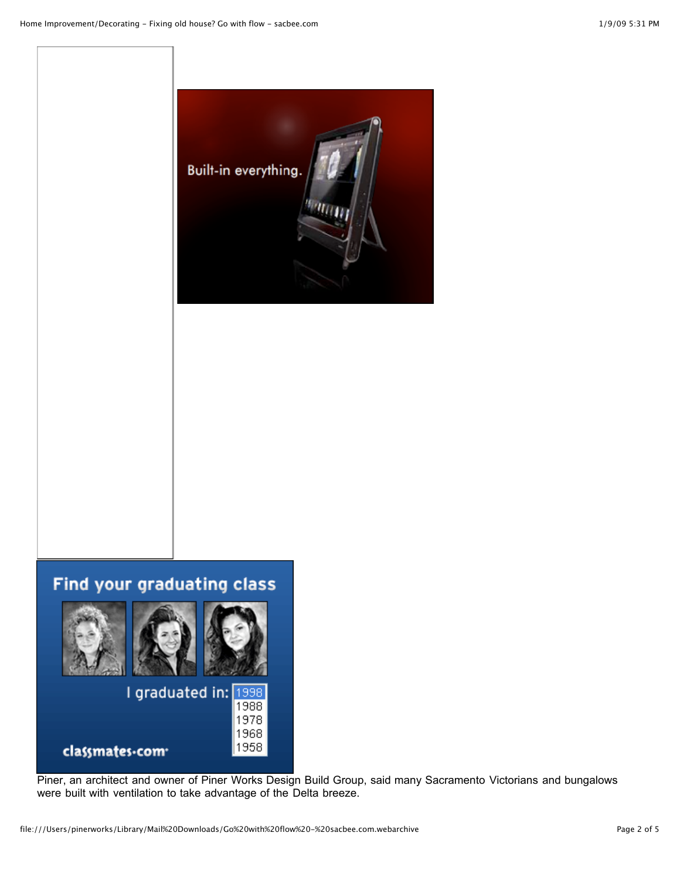Piner, an architect and owner of Piner Works Design Build Group, said many Sacramento Victorians and bungalows were built with ventilation to take advantage of the Delta breeze.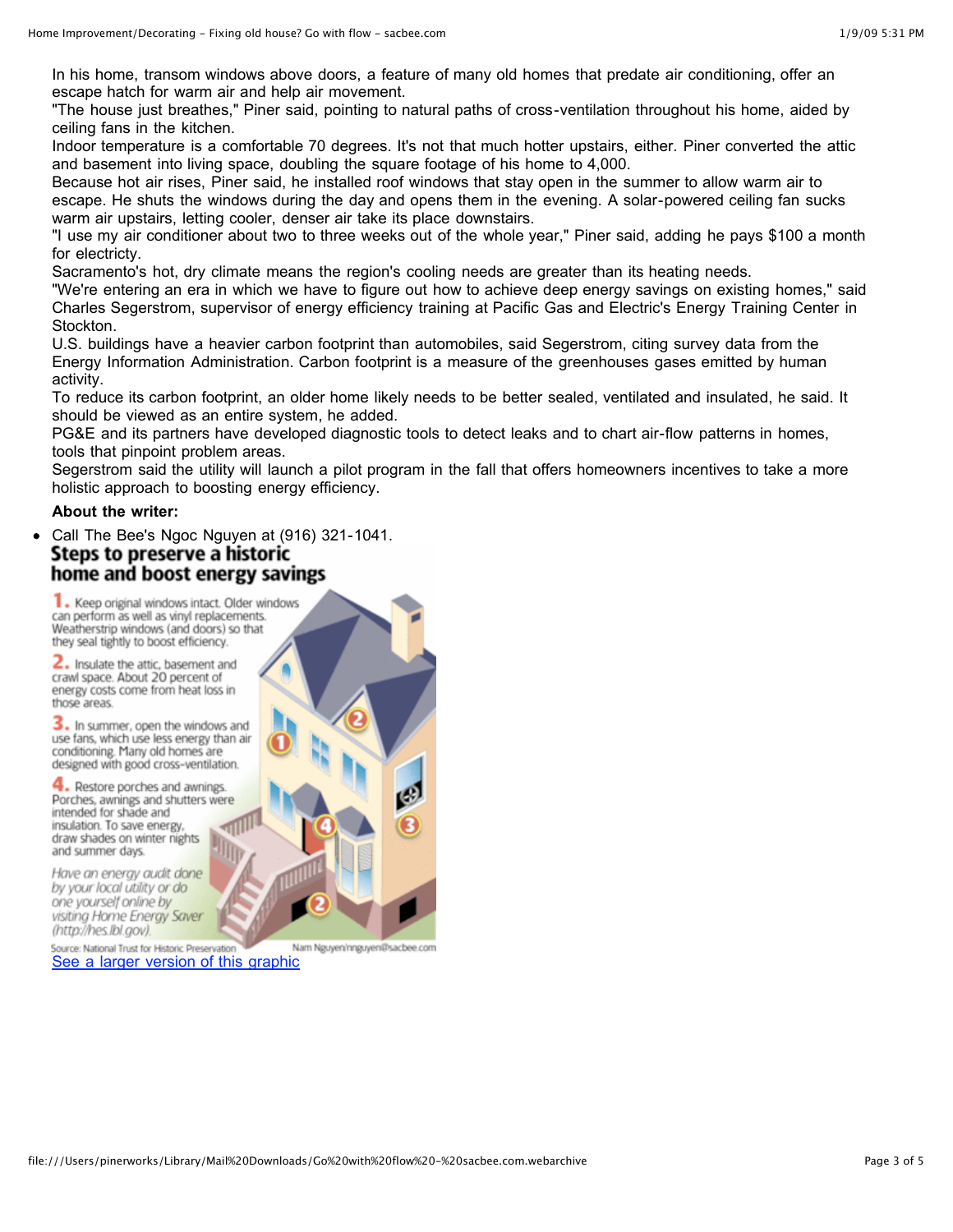In his home, transom windows above doors, a feature of many old homes that predate air conditioning, offer an escape hatch for warm air and help air movement.

"The house just breathes," Piner said, pointing to natural paths of cross-ventilation throughout his home, aided by ceiling fans in the kitchen.

Indoor temperature is a comfortable 70 degrees. It's not that much hotter upstairs, either. Piner converted the attic and basement into living space, doubling the square footage of his home to 4,000.

Because hot air rises, Piner said, he installed roof windows that stay open in the summer to allow warm air to escape. He shuts the windows during the day and opens them in the evening. A solar-powered ceiling fan sucks warm air upstairs, letting cooler, denser air take its place downstairs.

"I use my air conditioner about two to three weeks out of the whole year," Piner said, adding he pays $100 a month for electricty.

Sacramento's hot, dry climate means the region's cooling needs are greater than its heating needs.

"We're entering an era in which we have to figure out how to achieve deep energy savings on existing homes," said Charles Segerstrom, supervisor of energy efficiency training at Pacific Gas and Electric's Energy Training Center in Stockton.

U.S. buildings have a heavier carbon footprint than automobiles, said Segerstrom, citing survey data from the Energy Information Administration. Carbon footprint is a measure of the greenhouses gases emitted by human activity.

To reduce its carbon footprint, an older home likely needs to be better sealed, ventilated and insulated, he said. It should be viewed as an entire system, he added.

PG&E and its partners have developed diagnostic tools to detect leaks and to chart air-flow patterns in homes, tools that pinpoint problem areas.

Segerstrom said the utility will launch a pilot program in the fall that offers homeowners incentives to take a more holistic approach to boosting energy efficiency.

**About the writer:**

- Call The Bee's Ngoc Nguyen at (916) 321-1041.

## Steps to preserve a historic home and boost energy savings

**1.** Keep original windows intact. Older windows can perform as well as vinyl replacements. Weatherstrip windows (and doors) so that they seal tightly to boost efficiency.

**2.** Insulate the attic, basement and crawl space. About 20 percent of energy costs come from heat loss in those areas.

**3.** In summer, open the windows and use fans, which use less energy than air conditioning. Many old homes are designed with good cross-ventilation.

**4.** Restore porches and awnings. Porches, awnings and shutters were intended for shade and insulation. To save energy, draw shades on winter nights and summer days.

*Have an energy audit done by your local utility or do one yourself online by visiting Home Energy Saver (http://hes.lbl.gov).*

Source: National Trust for Historic Preservation — Nam Nguyen/nnguyen@sacbee.com

See a larger version of this graphic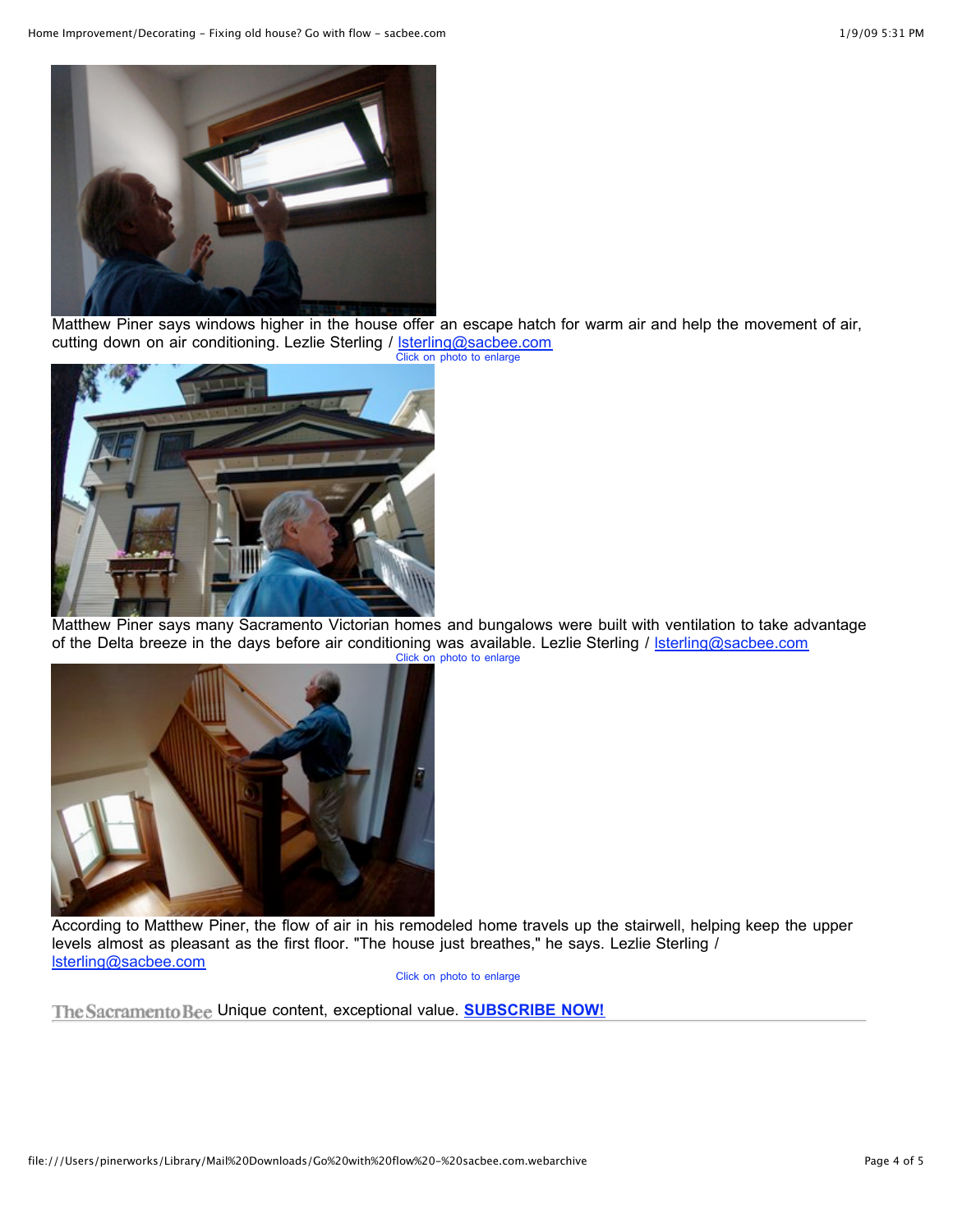Matthew Piner says windows higher in the house offer an escape hatch for warm air and help the movement of air, cutting down on air conditioning. Lezlie Sterling / lsterling@sacbee.com

Click on photo to enlarge

Matthew Piner says many Sacramento Victorian homes and bungalows were built with ventilation to take advantage of the Delta breeze in the days before air conditioning was available. Lezlie Sterling / lsterling@sacbee.com

Click on photo to enlarge

According to Matthew Piner, the flow of air in his remodeled home travels up the stairwell, helping keep the upper levels almost as pleasant as the first floor. "The house just breathes," he says. Lezlie Sterling / lsterling@sacbee.com

Click on photo to enlarge

The Sacramento Bee Unique content, exceptional value. **SUBSCRIBE NOW!**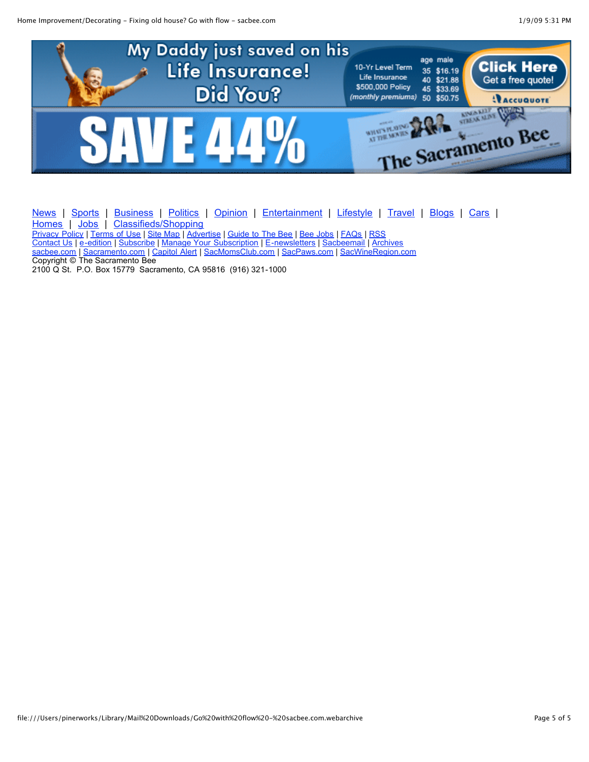News | Sports | Business | Politics | Opinion | Entertainment | Lifestyle | Travel | Blogs | Cars | Homes | Jobs | Classifieds/Shopping

Privacy Policy | Terms of Use | Site Map | Advertise | Guide to The Bee | Bee Jobs | FAQs | RSS
Contact Us | e-edition | Subscribe | Manage Your Subscription | E-newsletters | Sacbeemail | Archives
sacbee.com | Sacramento.com | Capitol Alert | SacMomsClub.com | SacPaws.com | SacWineRegion.com

Copyright © The Sacramento Bee
2100 Q St. P.O. Box 15779 Sacramento, CA 95816 (916) 321-1000